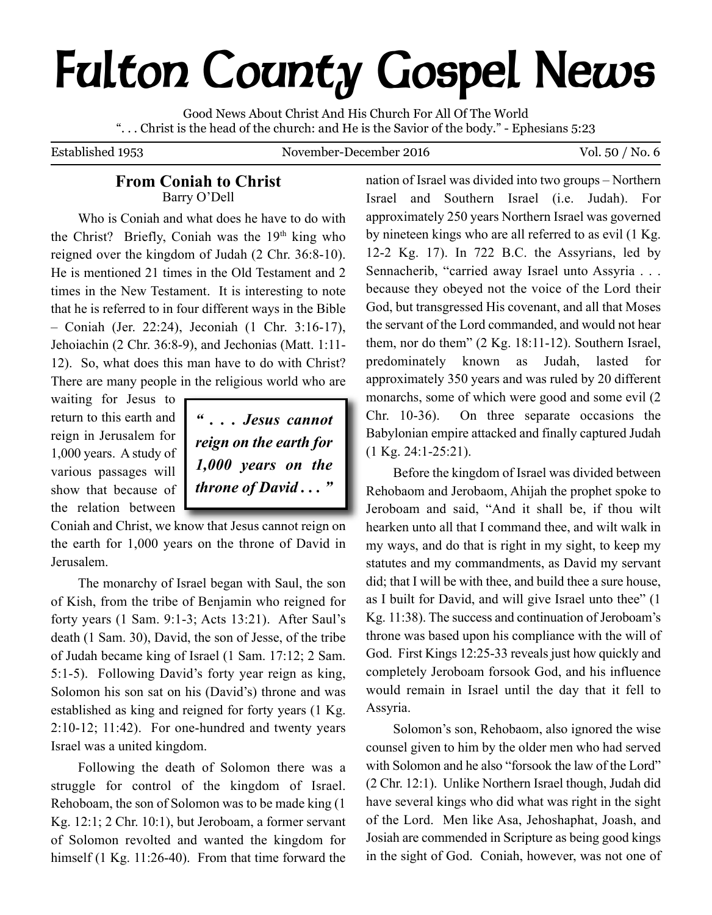# Fulton County Gospel News

Good News About Christ And His Church For All Of The World
". . . Christ is the head of the church: and He is the Savior of the body." - Ephesians 5:23

Established 1953 | November-December 2016 | Vol. 50 / No. 6

## From Coniah to Christ

Barry O'Dell

Who is Coniah and what does he have to do with the Christ? Briefly, Coniah was the 19th king who reigned over the kingdom of Judah (2 Chr. 36:8-10). He is mentioned 21 times in the Old Testament and 2 times in the New Testament. It is interesting to note that he is referred to in four different ways in the Bible – Coniah (Jer. 22:24), Jeconiah (1 Chr. 3:16-17), Jehoiachin (2 Chr. 36:8-9), and Jechonias (Matt. 1:11-12). So, what does this man have to do with Christ? There are many people in the religious world who are waiting for Jesus to return to this earth and reign in Jerusalem for 1,000 years. A study of various passages will show that because of the relation between Coniah and Christ, we know that Jesus cannot reign on the earth for 1,000 years on the throne of David in Jerusalem.

> ***" . . . Jesus cannot reign on the earth for 1,000 years on the throne of David . . . "***

The monarchy of Israel began with Saul, the son of Kish, from the tribe of Benjamin who reigned for forty years (1 Sam. 9:1-3; Acts 13:21). After Saul's death (1 Sam. 30), David, the son of Jesse, of the tribe of Judah became king of Israel (1 Sam. 17:12; 2 Sam. 5:1-5). Following David's forty year reign as king, Solomon his son sat on his (David's) throne and was established as king and reigned for forty years (1 Kg. 2:10-12; 11:42). For one-hundred and twenty years Israel was a united kingdom.

Following the death of Solomon there was a struggle for control of the kingdom of Israel. Rehoboam, the son of Solomon was to be made king (1 Kg. 12:1; 2 Chr. 10:1), but Jeroboam, a former servant of Solomon revolted and wanted the kingdom for himself (1 Kg. 11:26-40). From that time forward the nation of Israel was divided into two groups – Northern Israel and Southern Israel (i.e. Judah). For approximately 250 years Northern Israel was governed by nineteen kings who are all referred to as evil (1 Kg. 12-2 Kg. 17). In 722 B.C. the Assyrians, led by Sennacherib, "carried away Israel unto Assyria . . . because they obeyed not the voice of the Lord their God, but transgressed His covenant, and all that Moses the servant of the Lord commanded, and would not hear them, nor do them" (2 Kg. 18:11-12). Southern Israel, predominately known as Judah, lasted for approximately 350 years and was ruled by 20 different monarchs, some of which were good and some evil (2 Chr. 10-36). On three separate occasions the Babylonian empire attacked and finally captured Judah (1 Kg. 24:1-25:21).

Before the kingdom of Israel was divided between Rehobaom and Jerobaom, Ahijah the prophet spoke to Jeroboam and said, "And it shall be, if thou wilt hearken unto all that I command thee, and wilt walk in my ways, and do that is right in my sight, to keep my statutes and my commandments, as David my servant did; that I will be with thee, and build thee a sure house, as I built for David, and will give Israel unto thee" (1 Kg. 11:38). The success and continuation of Jeroboam's throne was based upon his compliance with the will of God. First Kings 12:25-33 reveals just how quickly and completely Jeroboam forsook God, and his influence would remain in Israel until the day that it fell to Assyria.

Solomon's son, Rehobaom, also ignored the wise counsel given to him by the older men who had served with Solomon and he also "forsook the law of the Lord" (2 Chr. 12:1). Unlike Northern Israel though, Judah did have several kings who did what was right in the sight of the Lord. Men like Asa, Jehoshaphat, Joash, and Josiah are commended in Scripture as being good kings in the sight of God. Coniah, however, was not one of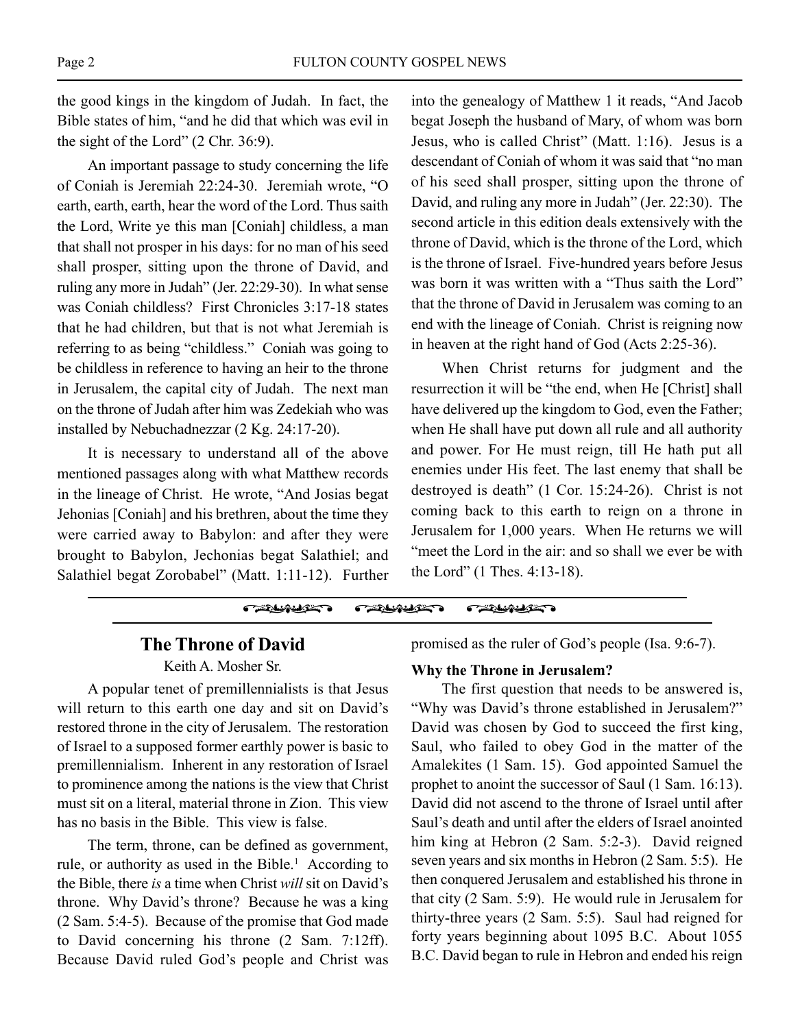the good kings in the kingdom of Judah. In fact, the Bible states of him, "and he did that which was evil in the sight of the Lord" (2 Chr. 36:9).

An important passage to study concerning the life of Coniah is Jeremiah 22:24-30. Jeremiah wrote, "O earth, earth, earth, hear the word of the Lord. Thus saith the Lord, Write ye this man [Coniah] childless, a man that shall not prosper in his days: for no man of his seed shall prosper, sitting upon the throne of David, and ruling any more in Judah" (Jer. 22:29-30). In what sense was Coniah childless? First Chronicles 3:17-18 states that he had children, but that is not what Jeremiah is referring to as being "childless." Coniah was going to be childless in reference to having an heir to the throne in Jerusalem, the capital city of Judah. The next man on the throne of Judah after him was Zedekiah who was installed by Nebuchadnezzar (2 Kg. 24:17-20).

It is necessary to understand all of the above mentioned passages along with what Matthew records in the lineage of Christ. He wrote, "And Josias begat Jehonias [Coniah] and his brethren, about the time they were carried away to Babylon: and after they were brought to Babylon, Jechonias begat Salathiel; and Salathiel begat Zorobabel" (Matt. 1:11-12). Further into the genealogy of Matthew 1 it reads, "And Jacob begat Joseph the husband of Mary, of whom was born Jesus, who is called Christ" (Matt. 1:16). Jesus is a descendant of Coniah of whom it was said that "no man of his seed shall prosper, sitting upon the throne of David, and ruling any more in Judah" (Jer. 22:30). The second article in this edition deals extensively with the throne of David, which is the throne of the Lord, which is the throne of Israel. Five-hundred years before Jesus was born it was written with a "Thus saith the Lord" that the throne of David in Jerusalem was coming to an end with the lineage of Coniah. Christ is reigning now in heaven at the right hand of God (Acts 2:25-36).

When Christ returns for judgment and the resurrection it will be "the end, when He [Christ] shall have delivered up the kingdom to God, even the Father; when He shall have put down all rule and all authority and power. For He must reign, till He hath put all enemies under His feet. The last enemy that shall be destroyed is death" (1 Cor. 15:24-26). Christ is not coming back to this earth to reign on a throne in Jerusalem for 1,000 years. When He returns we will "meet the Lord in the air: and so shall we ever be with the Lord" (1 Thes. 4:13-18).

---

## The Throne of David

Keith A. Mosher Sr.

A popular tenet of premillennialists is that Jesus will return to this earth one day and sit on David's restored throne in the city of Jerusalem. The restoration of Israel to a supposed former earthly power is basic to premillennialism. Inherent in any restoration of Israel to prominence among the nations is the view that Christ must sit on a literal, material throne in Zion. This view has no basis in the Bible. This view is false.

The term, throne, can be defined as government, rule, or authority as used in the Bible.[1] According to the Bible, there *is* a time when Christ *will* sit on David's throne. Why David's throne? Because he was a king (2 Sam. 5:4-5). Because of the promise that God made to David concerning his throne (2 Sam. 7:12ff). Because David ruled God's people and Christ was promised as the ruler of God's people (Isa. 9:6-7).

**Why the Throne in Jerusalem?**

The first question that needs to be answered is, "Why was David's throne established in Jerusalem?" David was chosen by God to succeed the first king, Saul, who failed to obey God in the matter of the Amalekites (1 Sam. 15). God appointed Samuel the prophet to anoint the successor of Saul (1 Sam. 16:13). David did not ascend to the throne of Israel until after Saul's death and until after the elders of Israel anointed him king at Hebron (2 Sam. 5:2-3). David reigned seven years and six months in Hebron (2 Sam. 5:5). He then conquered Jerusalem and established his throne in that city (2 Sam. 5:9). He would rule in Jerusalem for thirty-three years (2 Sam. 5:5). Saul had reigned for forty years beginning about 1095 B.C. About 1055 B.C. David began to rule in Hebron and ended his reign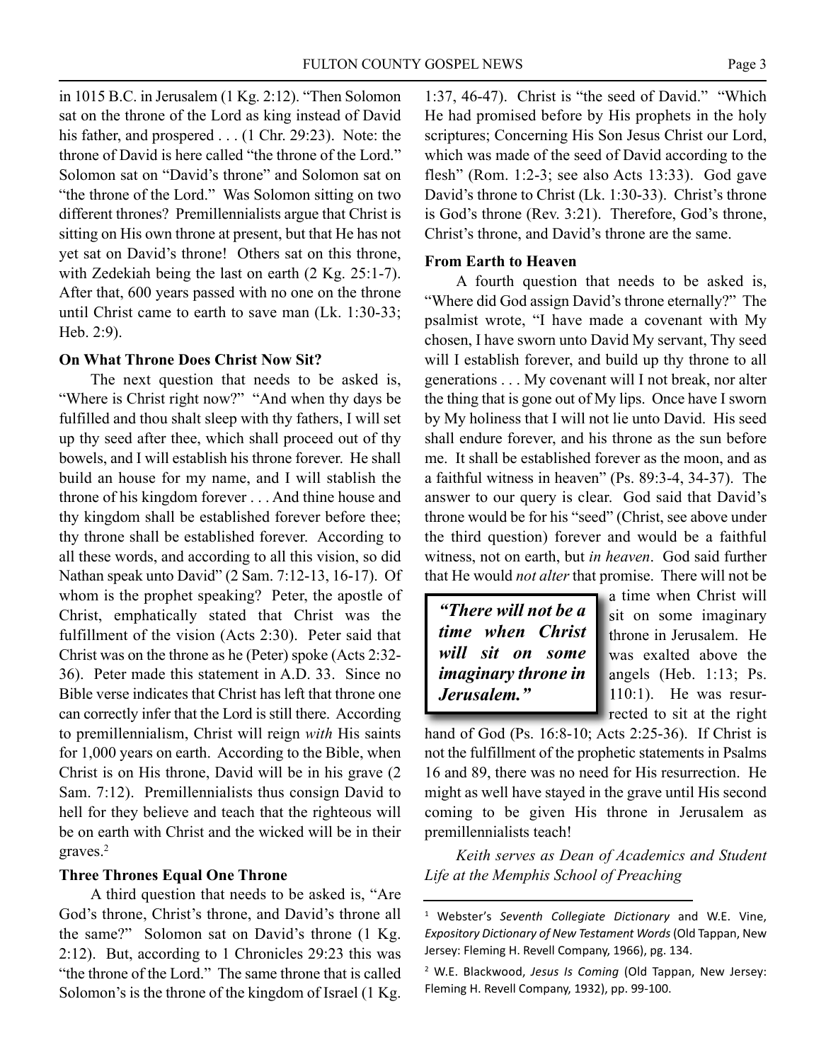in 1015 B.C. in Jerusalem (1 Kg. 2:12). "Then Solomon sat on the throne of the Lord as king instead of David his father, and prospered . . . (1 Chr. 29:23). Note: the throne of David is here called "the throne of the Lord." Solomon sat on "David's throne" and Solomon sat on "the throne of the Lord." Was Solomon sitting on two different thrones? Premillennialists argue that Christ is sitting on His own throne at present, but that He has not yet sat on David's throne! Others sat on this throne, with Zedekiah being the last on earth (2 Kg. 25:1-7). After that, 600 years passed with no one on the throne until Christ came to earth to save man (Lk. 1:30-33; Heb. 2:9).

**On What Throne Does Christ Now Sit?**

The next question that needs to be asked is, "Where is Christ right now?" "And when thy days be fulfilled and thou shalt sleep with thy fathers, I will set up thy seed after thee, which shall proceed out of thy bowels, and I will establish his throne forever. He shall build an house for my name, and I will stablish the throne of his kingdom forever . . . And thine house and thy kingdom shall be established forever before thee; thy throne shall be established forever. According to all these words, and according to all this vision, so did Nathan speak unto David" (2 Sam. 7:12-13, 16-17). Of whom is the prophet speaking? Peter, the apostle of Christ, emphatically stated that Christ was the fulfillment of the vision (Acts 2:30). Peter said that Christ was on the throne as he (Peter) spoke (Acts 2:32-36). Peter made this statement in A.D. 33. Since no Bible verse indicates that Christ has left that throne one can correctly infer that the Lord is still there. According to premillennialism, Christ will reign *with* His saints for 1,000 years on earth. According to the Bible, when Christ is on His throne, David will be in his grave (2 Sam. 7:12). Premillennialists thus consign David to hell for they believe and teach that the righteous will be on earth with Christ and the wicked will be in their graves.[2]

**Three Thrones Equal One Throne**

A third question that needs to be asked is, "Are God's throne, Christ's throne, and David's throne all the same?" Solomon sat on David's throne (1 Kg. 2:12). But, according to 1 Chronicles 29:23 this was "the throne of the Lord." The same throne that is called Solomon's is the throne of the kingdom of Israel (1 Kg. 1:37, 46-47). Christ is "the seed of David." "Which He had promised before by His prophets in the holy scriptures; Concerning His Son Jesus Christ our Lord, which was made of the seed of David according to the flesh" (Rom. 1:2-3; see also Acts 13:33). God gave David's throne to Christ (Lk. 1:30-33). Christ's throne is God's throne (Rev. 3:21). Therefore, God's throne, Christ's throne, and David's throne are the same.

**From Earth to Heaven**

A fourth question that needs to be asked is, "Where did God assign David's throne eternally?" The psalmist wrote, "I have made a covenant with My chosen, I have sworn unto David My servant, Thy seed will I establish forever, and build up thy throne to all generations . . . My covenant will I not break, nor alter the thing that is gone out of My lips. Once have I sworn by My holiness that I will not lie unto David. His seed shall endure forever, and his throne as the sun before me. It shall be established forever as the moon, and as a faithful witness in heaven" (Ps. 89:3-4, 34-37). The answer to our query is clear. God said that David's throne would be for his "seed" (Christ, see above under the third question) forever and would be a faithful witness, not on earth, but *in heaven*. God said further that He would *not alter* that promise. There will not be a time when Christ will sit on some imaginary throne in Jerusalem. He was exalted above the angels (Heb. 1:13; Ps. 110:1). He was resurrected to sit at the right hand of God (Ps. 16:8-10; Acts 2:25-36). If Christ is not the fulfillment of the prophetic statements in Psalms 16 and 89, there was no need for His resurrection. He might as well have stayed in the grave until His second coming to be given His throne in Jerusalem as premillennialists teach!

> ***"There will not be a time when Christ will sit on some imaginary throne in Jerusalem."***

*Keith serves as Dean of Academics and Student Life at the Memphis School of Preaching*

---

[1] Webster's *Seventh Collegiate Dictionary* and W.E. Vine, *Expository Dictionary of New Testament Words* (Old Tappan, New Jersey: Fleming H. Revell Company, 1966), pg. 134.

[2] W.E. Blackwood, *Jesus Is Coming* (Old Tappan, New Jersey: Fleming H. Revell Company, 1932), pp. 99-100.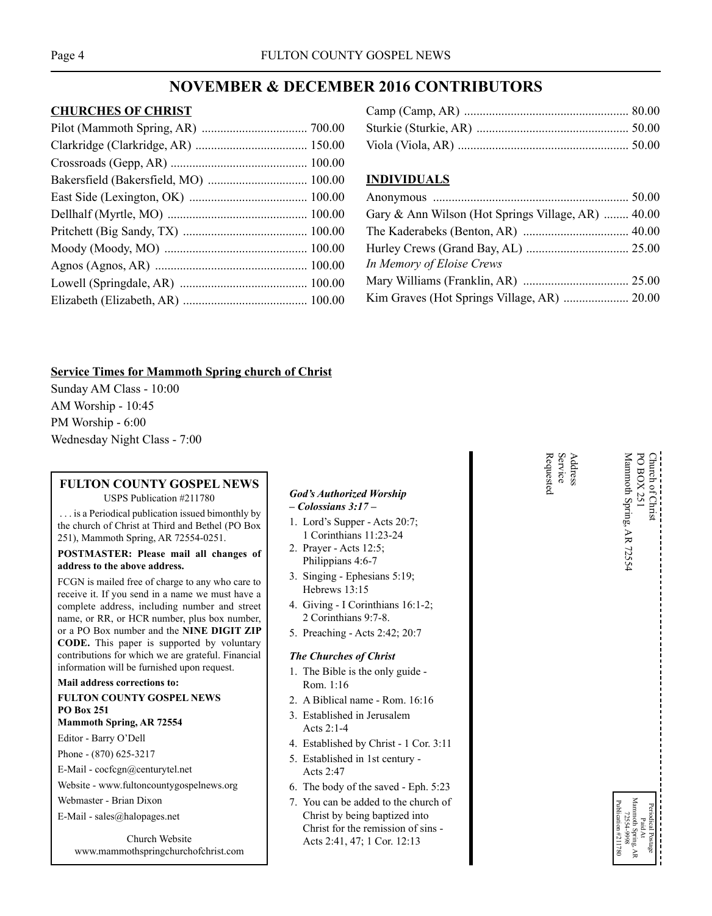# NOVEMBER & DECEMBER 2016 CONTRIBUTORS

**CHURCHES OF CHRIST**

| | |
|---|---|
| Pilot (Mammoth Spring, AR) | 700.00 |
| Clarkridge (Clarkridge, AR) | 150.00 |
| Crossroads (Gepp, AR) | 100.00 |
| Bakersfield (Bakersfield, MO) | 100.00 |
| East Side (Lexington, OK) | 100.00 |
| Dellhalf (Myrtle, MO) | 100.00 |
| Pritchett (Big Sandy, TX) | 100.00 |
| Moody (Moody, MO) | 100.00 |
| Agnos (Agnos, AR) | 100.00 |
| Lowell (Springdale, AR) | 100.00 |
| Elizabeth (Elizabeth, AR) | 100.00 |
| Camp (Camp, AR) | 80.00 |
| Sturkie (Sturkie, AR) | 50.00 |
| Viola (Viola, AR) | 50.00 |

**INDIVIDUALS**

| | |
|---|---|
| Anonymous | 50.00 |
| Gary & Ann Wilson (Hot Springs Village, AR) | 40.00 |
| The Kaderabeks (Benton, AR) | 40.00 |
| Hurley Crews (Grand Bay, AL) | 25.00 |
| *In Memory of Eloise Crews* | |
| Mary Williams (Franklin, AR) | 25.00 |
| Kim Graves (Hot Springs Village, AR) | 20.00 |

**Service Times for Mammoth Spring church of Christ**

Sunday AM Class - 10:00
AM Worship - 10:45
PM Worship - 6:00
Wednesday Night Class - 7:00

**FULTON COUNTY GOSPEL NEWS**
USPS Publication #211780

. . . is a Periodical publication issued bimonthly by the church of Christ at Third and Bethel (PO Box 251), Mammoth Spring, AR 72554-0251.

**POSTMASTER: Please mail all changes of address to the above address.**

FCGN is mailed free of charge to any who care to receive it. If you send in a name we must have a complete address, including number and street name, or RR, or HCR number, plus box number, or a PO Box number and the **NINE DIGIT ZIP CODE.** This paper is supported by voluntary contributions for which we are grateful. Financial information will be furnished upon request.

**Mail address corrections to:**

**FULTON COUNTY GOSPEL NEWS**
**PO Box 251**
**Mammoth Spring, AR 72554**

Editor - Barry O'Dell

Phone - (870) 625-3217

E-Mail - cocfcgn@centurytel.net

Website - www.fultoncountygospelnews.org

Webmaster - Brian Dixon

E-Mail - sales@halopages.net

Church Website
www.mammothspringchurchofchrist.com

***God's Authorized Worship***
***– Colossians 3:17 –***

1. Lord's Supper - Acts 20:7; 1 Corinthians 11:23-24
2. Prayer - Acts 12:5; Philippians 4:6-7
3. Singing - Ephesians 5:19; Hebrews 13:15
4. Giving - I Corinthians 16:1-2; 2 Corinthians 9:7-8.
5. Preaching - Acts 2:42; 20:7

***The Churches of Christ***

1. The Bible is the only guide - Rom. 1:16
2. A Biblical name - Rom. 16:16
3. Established in Jerusalem Acts 2:1-4
4. Established by Christ - 1 Cor. 3:11
5. Established in 1st century - Acts 2:47
6. The body of the saved - Eph. 5:23
7. You can be added to the church of Christ by being baptized into Christ for the remission of sins - Acts 2:41, 47; 1 Cor. 12:13

Church of Christ
PO BOX 251
Mammoth Spring, AR 72554

Address
Service
Requested

Periodical Postage
Paid At
Mammoth Spring, AR
72554-9998
Publication #211780